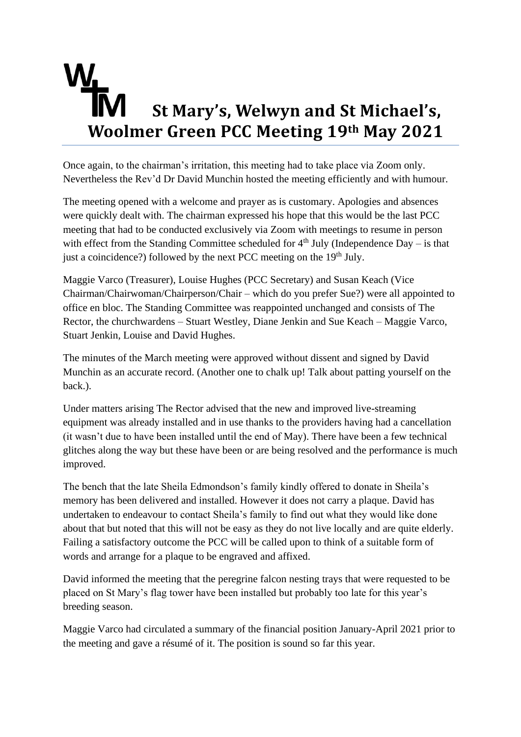# St Mary's, Welwyn and St Michael's, Woolmer Green PCC Meeting 19th May 2021

Once again, to the chairman's irritation, this meeting had to take place via Zoom only. Nevertheless the Rev'd Dr David Munchin hosted the meeting efficiently and with humour.

The meeting opened with a welcome and prayer as is customary. Apologies and absences were quickly dealt with. The chairman expressed his hope that this would be the last PCC meeting that had to be conducted exclusively via Zoom with meetings to resume in person with effect from the Standing Committee scheduled for 4th July (Independence Day – is that just a coincidence?) followed by the next PCC meeting on the 19th July.

Maggie Varco (Treasurer), Louise Hughes (PCC Secretary) and Susan Keach (Vice Chairman/Chairwoman/Chairperson/Chair – which do you prefer Sue?) were all appointed to office en bloc. The Standing Committee was reappointed unchanged and consists of The Rector, the churchwardens – Stuart Westley, Diane Jenkin and Sue Keach – Maggie Varco, Stuart Jenkin, Louise and David Hughes.

The minutes of the March meeting were approved without dissent and signed by David Munchin as an accurate record. (Another one to chalk up! Talk about patting yourself on the back.).

Under matters arising The Rector advised that the new and improved live-streaming equipment was already installed and in use thanks to the providers having had a cancellation (it wasn't due to have been installed until the end of May). There have been a few technical glitches along the way but these have been or are being resolved and the performance is much improved.

The bench that the late Sheila Edmondson's family kindly offered to donate in Sheila's memory has been delivered and installed. However it does not carry a plaque. David has undertaken to endeavour to contact Sheila's family to find out what they would like done about that but noted that this will not be easy as they do not live locally and are quite elderly. Failing a satisfactory outcome the PCC will be called upon to think of a suitable form of words and arrange for a plaque to be engraved and affixed.

David informed the meeting that the peregrine falcon nesting trays that were requested to be placed on St Mary's flag tower have been installed but probably too late for this year's breeding season.

Maggie Varco had circulated a summary of the financial position January-April 2021 prior to the meeting and gave a résumé of it. The position is sound so far this year.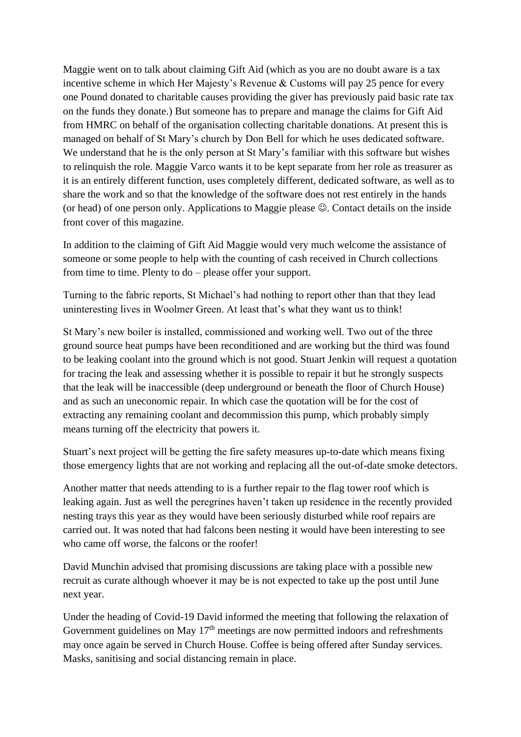Maggie went on to talk about claiming Gift Aid (which as you are no doubt aware is a tax incentive scheme in which Her Majesty's Revenue & Customs will pay 25 pence for every one Pound donated to charitable causes providing the giver has previously paid basic rate tax on the funds they donate.) But someone has to prepare and manage the claims for Gift Aid from HMRC on behalf of the organisation collecting charitable donations. At present this is managed on behalf of St Mary's church by Don Bell for which he uses dedicated software. We understand that he is the only person at St Mary's familiar with this software but wishes to relinquish the role. Maggie Varco wants it to be kept separate from her role as treasurer as it is an entirely different function, uses completely different, dedicated software, as well as to share the work and so that the knowledge of the software does not rest entirely in the hands (or head) of one person only. Applications to Maggie please ☺. Contact details on the inside front cover of this magazine.

In addition to the claiming of Gift Aid Maggie would very much welcome the assistance of someone or some people to help with the counting of cash received in Church collections from time to time. Plenty to do – please offer your support.

Turning to the fabric reports, St Michael's had nothing to report other than that they lead uninteresting lives in Woolmer Green. At least that's what they want us to think!

St Mary's new boiler is installed, commissioned and working well. Two out of the three ground source heat pumps have been reconditioned and are working but the third was found to be leaking coolant into the ground which is not good. Stuart Jenkin will request a quotation for tracing the leak and assessing whether it is possible to repair it but he strongly suspects that the leak will be inaccessible (deep underground or beneath the floor of Church House) and as such an uneconomic repair. In which case the quotation will be for the cost of extracting any remaining coolant and decommission this pump, which probably simply means turning off the electricity that powers it.

Stuart's next project will be getting the fire safety measures up-to-date which means fixing those emergency lights that are not working and replacing all the out-of-date smoke detectors.

Another matter that needs attending to is a further repair to the flag tower roof which is leaking again. Just as well the peregrines haven't taken up residence in the recently provided nesting trays this year as they would have been seriously disturbed while roof repairs are carried out. It was noted that had falcons been nesting it would have been interesting to see who came off worse, the falcons or the roofer!

David Munchin advised that promising discussions are taking place with a possible new recruit as curate although whoever it may be is not expected to take up the post until June next year.

Under the heading of Covid-19 David informed the meeting that following the relaxation of Government guidelines on May 17th meetings are now permitted indoors and refreshments may once again be served in Church House. Coffee is being offered after Sunday services. Masks, sanitising and social distancing remain in place.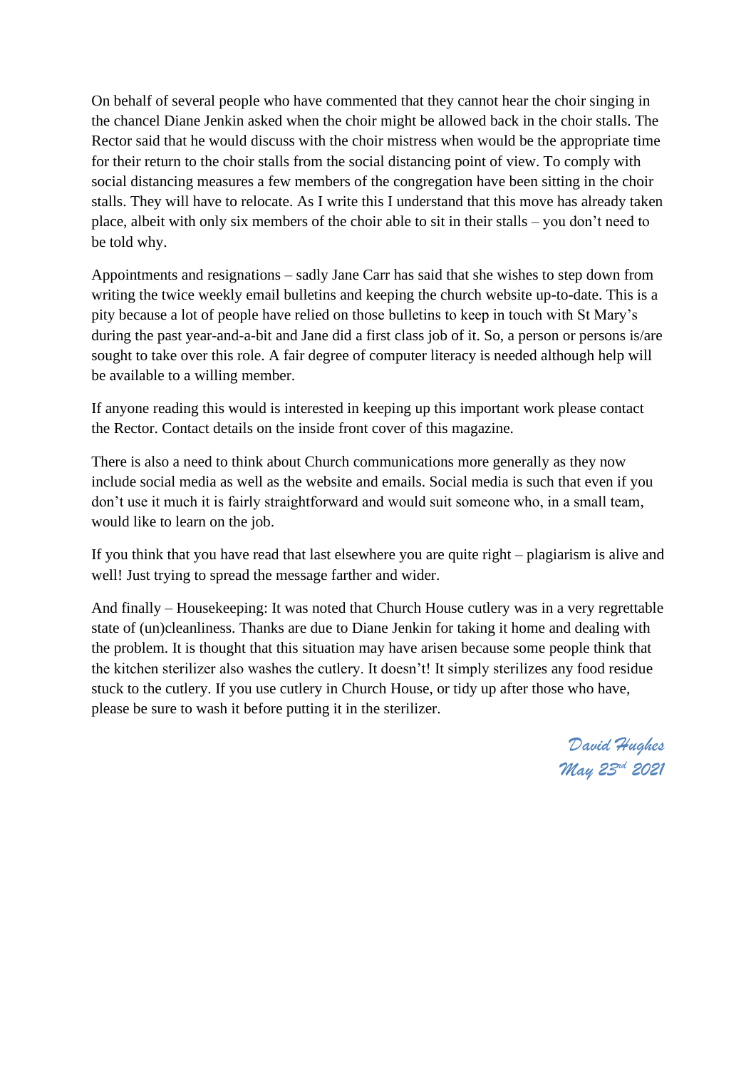On behalf of several people who have commented that they cannot hear the choir singing in the chancel Diane Jenkin asked when the choir might be allowed back in the choir stalls. The Rector said that he would discuss with the choir mistress when would be the appropriate time for their return to the choir stalls from the social distancing point of view. To comply with social distancing measures a few members of the congregation have been sitting in the choir stalls. They will have to relocate. As I write this I understand that this move has already taken place, albeit with only six members of the choir able to sit in their stalls – you don't need to be told why.

Appointments and resignations – sadly Jane Carr has said that she wishes to step down from writing the twice weekly email bulletins and keeping the church website up-to-date. This is a pity because a lot of people have relied on those bulletins to keep in touch with St Mary's during the past year-and-a-bit and Jane did a first class job of it. So, a person or persons is/are sought to take over this role. A fair degree of computer literacy is needed although help will be available to a willing member.

If anyone reading this would is interested in keeping up this important work please contact the Rector. Contact details on the inside front cover of this magazine.

There is also a need to think about Church communications more generally as they now include social media as well as the website and emails. Social media is such that even if you don't use it much it is fairly straightforward and would suit someone who, in a small team, would like to learn on the job.

If you think that you have read that last elsewhere you are quite right – plagiarism is alive and well! Just trying to spread the message farther and wider.

And finally – Housekeeping: It was noted that Church House cutlery was in a very regrettable state of (un)cleanliness. Thanks are due to Diane Jenkin for taking it home and dealing with the problem. It is thought that this situation may have arisen because some people think that the kitchen sterilizer also washes the cutlery. It doesn't! It simply sterilizes any food residue stuck to the cutlery. If you use cutlery in Church House, or tidy up after those who have, please be sure to wash it before putting it in the sterilizer.

*David Hughes*
*May 23rd 2021*